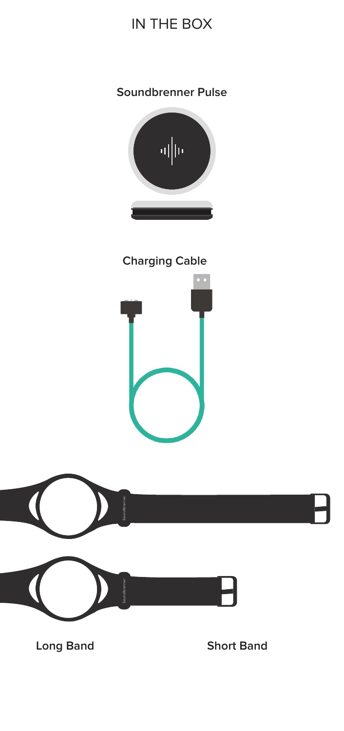# IN THE BOX

**Soundbrenner Pulse**

**Charging Cable**

**Long Band**

**Short Band**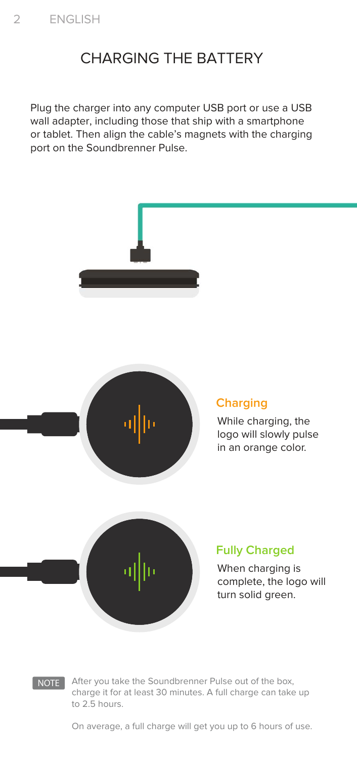# CHARGING THE BATTERY

Plug the charger into any computer USB port or use a USB wall adapter, including those that ship with a smartphone or tablet. Then align the cable's magnets with the charging port on the Soundbrenner Pulse.

### Charging

While charging, the logo will slowly pulse in an orange color.

### Fully Charged

When charging is complete, the logo will turn solid green.

**NOTE** After you take the Soundbrenner Pulse out of the box, charge it for at least 30 minutes. A full charge can take up to 2.5 hours.

On average, a full charge will get you up to 6 hours of use.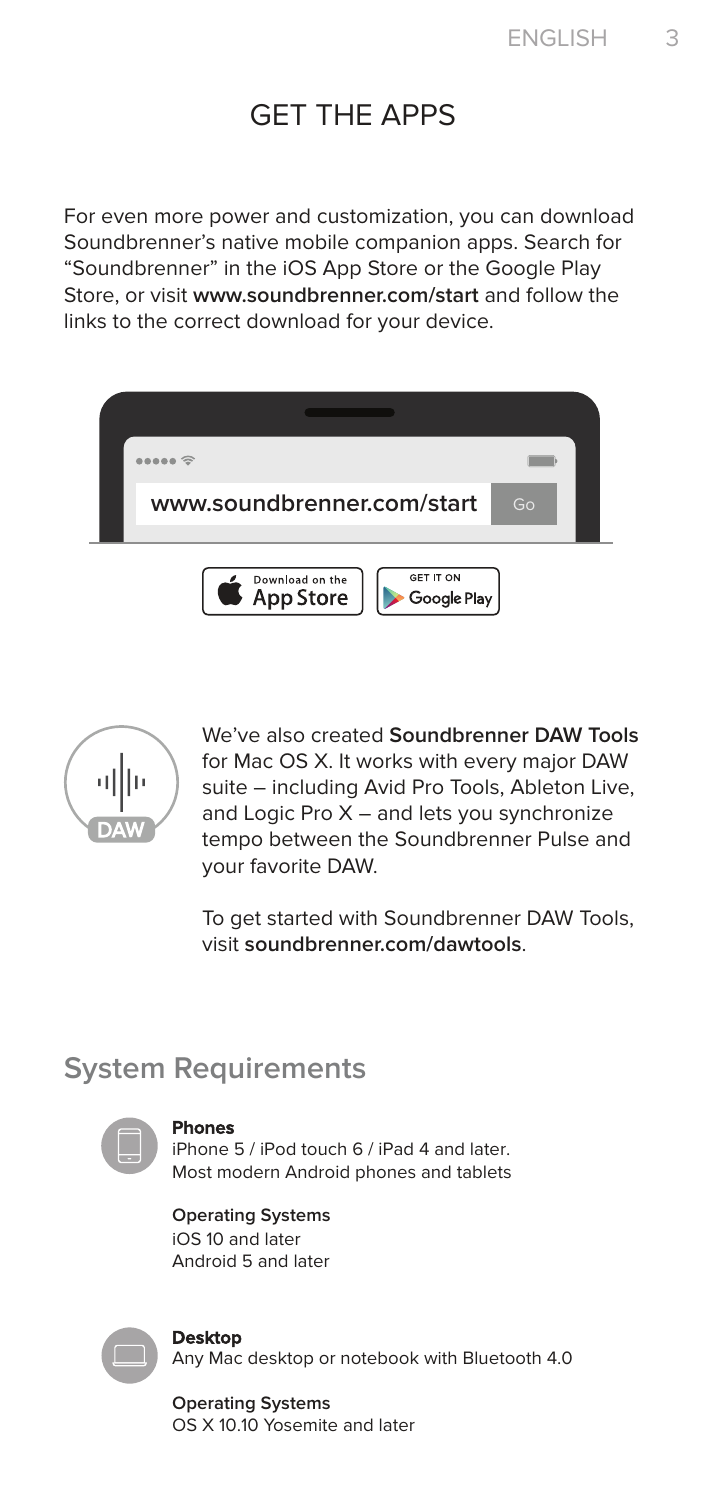# GET THE APPS

For even more power and customization, you can download Soundbrenner's native mobile companion apps. Search for "Soundbrenner" in the iOS App Store or the Google Play Store, or visit **www.soundbrenner.com/start** and follow the links to the correct download for your device.

We've also created **Soundbrenner DAW Tools** for Mac OS X. It works with every major DAW suite – including Avid Pro Tools, Ableton Live, and Logic Pro X – and lets you synchronize tempo between the Soundbrenner Pulse and your favorite DAW.

To get started with Soundbrenner DAW Tools, visit **soundbrenner.com/dawtools**.

## System Requirements

**Phones**
iPhone 5 / iPod touch 6 / iPad 4 and later.
Most modern Android phones and tablets

**Operating Systems**
iOS 10 and later
Android 5 and later

**Desktop**
Any Mac desktop or notebook with Bluetooth 4.0

**Operating Systems**
OS X 10.10 Yosemite and later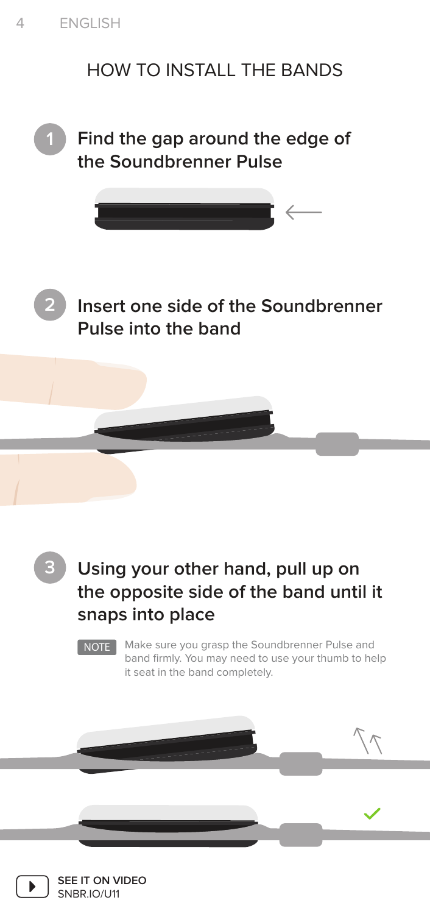# HOW TO INSTALL THE BANDS

1. **Find the gap around the edge of the Soundbrenner Pulse**

2. **Insert one side of the Soundbrenner Pulse into the band**

3. **Using your other hand, pull up on the opposite side of the band until it snaps into place**

NOTE Make sure you grasp the Soundbrenner Pulse and band firmly. You may need to use your thumb to help it seat in the band completely.

**SEE IT ON VIDEO**
SNBR.IO/U11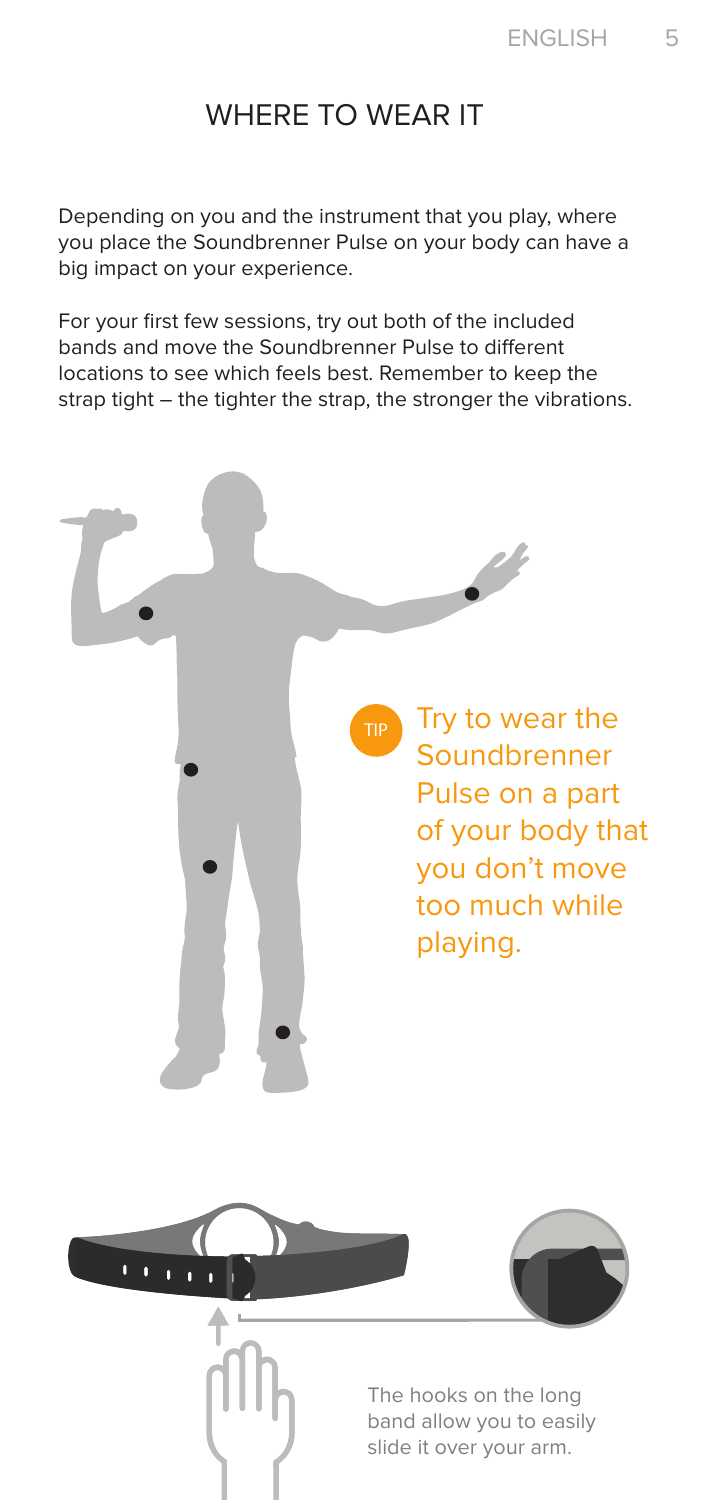## WHERE TO WEAR IT

Depending on you and the instrument that you play, where you place the Soundbrenner Pulse on your body can have a big impact on your experience.

For your first few sessions, try out both of the included bands and move the Soundbrenner Pulse to different locations to see which feels best. Remember to keep the strap tight – the tighter the strap, the stronger the vibrations.

**TIP** Try to wear the Soundbrenner Pulse on a part of your body that you don't move too much while playing.

The hooks on the long band allow you to easily slide it over your arm.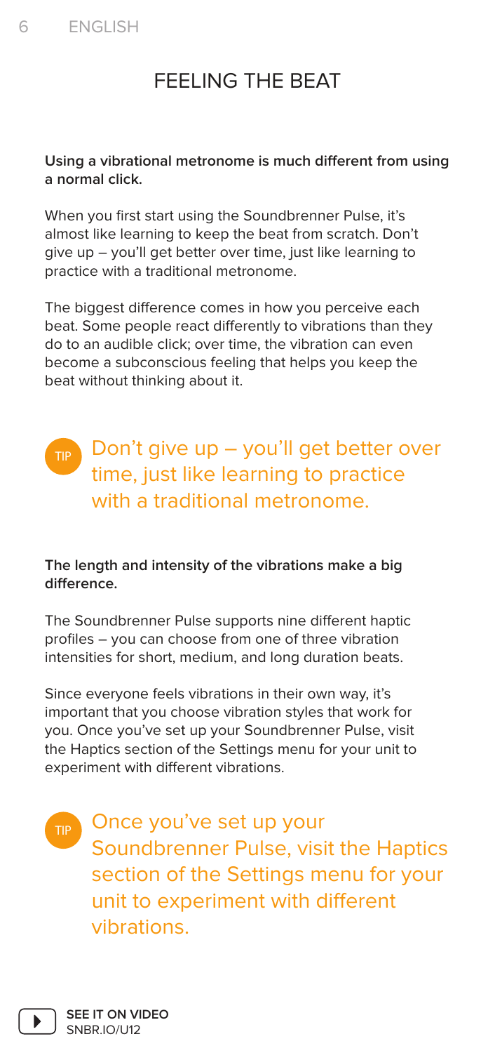# FEELING THE BEAT

**Using a vibrational metronome is much different from using a normal click.**

When you first start using the Soundbrenner Pulse, it's almost like learning to keep the beat from scratch. Don't give up – you'll get better over time, just like learning to practice with a traditional metronome.

The biggest difference comes in how you perceive each beat. Some people react differently to vibrations than they do to an audible click; over time, the vibration can even become a subconscious feeling that helps you keep the beat without thinking about it.

> TIP Don't give up – you'll get better over time, just like learning to practice with a traditional metronome.

**The length and intensity of the vibrations make a big difference.**

The Soundbrenner Pulse supports nine different haptic profiles – you can choose from one of three vibration intensities for short, medium, and long duration beats.

Since everyone feels vibrations in their own way, it's important that you choose vibration styles that work for you. Once you've set up your Soundbrenner Pulse, visit the Haptics section of the Settings menu for your unit to experiment with different vibrations.

> TIP Once you've set up your Soundbrenner Pulse, visit the Haptics section of the Settings menu for your unit to experiment with different vibrations.

**SEE IT ON VIDEO**
SNBR.IO/U12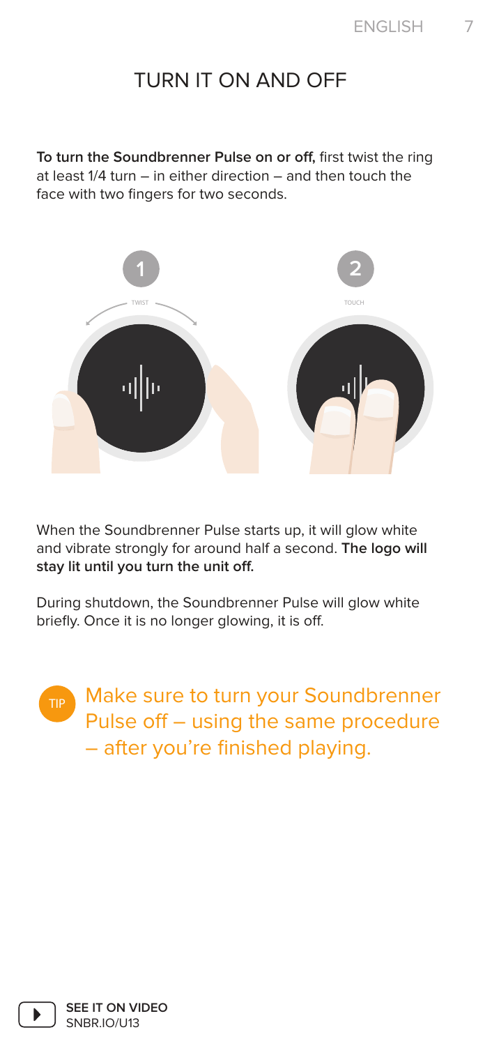# TURN IT ON AND OFF

**To turn the Soundbrenner Pulse on or off,** first twist the ring at least 1/4 turn – in either direction – and then touch the face with two fingers for two seconds.

1 TWIST

2 TOUCH

When the Soundbrenner Pulse starts up, it will glow white and vibrate strongly for around half a second. **The logo will stay lit until you turn the unit off.**

During shutdown, the Soundbrenner Pulse will glow white briefly. Once it is no longer glowing, it is off.

TIP Make sure to turn your Soundbrenner Pulse off – using the same procedure – after you're finished playing.

**SEE IT ON VIDEO**
SNBR.IO/U13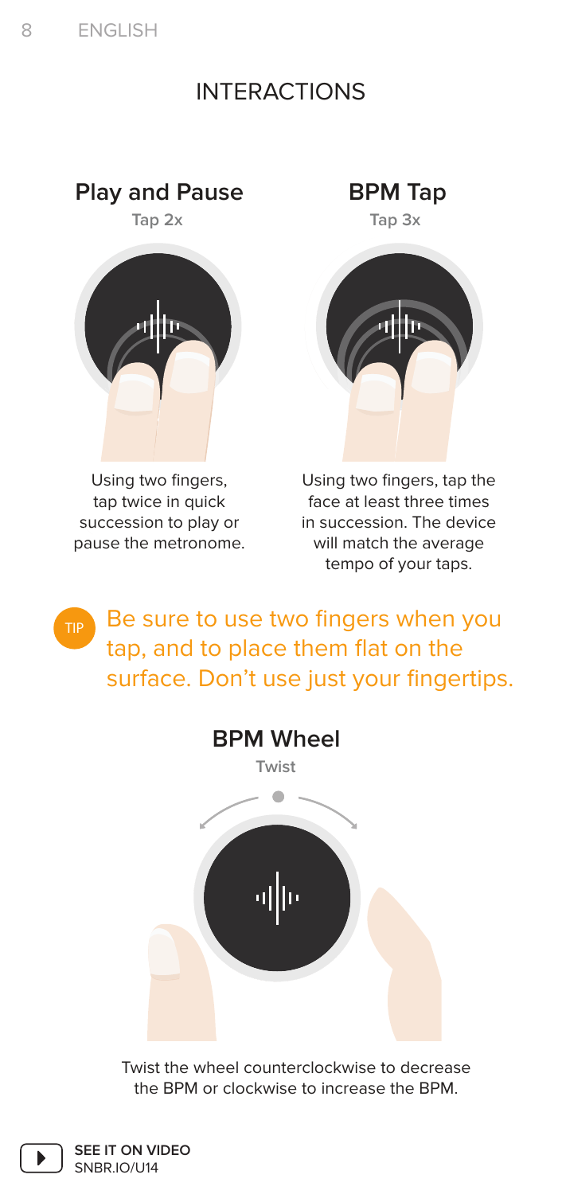# INTERACTIONS

## Play and Pause

**Tap 2x**

Using two fingers, tap twice in quick succession to play or pause the metronome.

## BPM Tap

**Tap 3x**

Using two fingers, tap the face at least three times in succession. The device will match the average tempo of your taps.

TIP Be sure to use two fingers when you tap, and to place them flat on the surface. Don't use just your fingertips.

## BPM Wheel

**Twist**

Twist the wheel counterclockwise to decrease the BPM or clockwise to increase the BPM.

**SEE IT ON VIDEO**
SNBR.IO/U14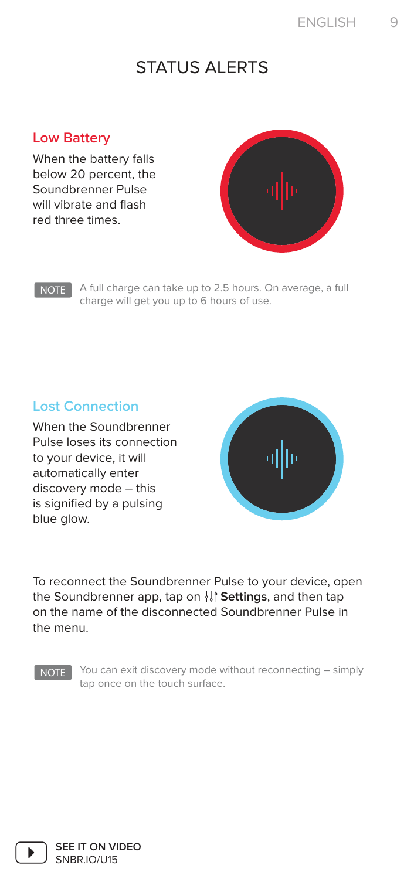# STATUS ALERTS

### Low Battery

When the battery falls below 20 percent, the Soundbrenner Pulse will vibrate and flash red three times.

NOTE A full charge can take up to 2.5 hours. On average, a full charge will get you up to 6 hours of use.

### Lost Connection

When the Soundbrenner Pulse loses its connection to your device, it will automatically enter discovery mode – this is signified by a pulsing blue glow.

To reconnect the Soundbrenner Pulse to your device, open the Soundbrenner app, tap on **Settings**, and then tap on the name of the disconnected Soundbrenner Pulse in the menu.

NOTE You can exit discovery mode without reconnecting – simply tap once on the touch surface.

**SEE IT ON VIDEO**
SNBR.IO/U15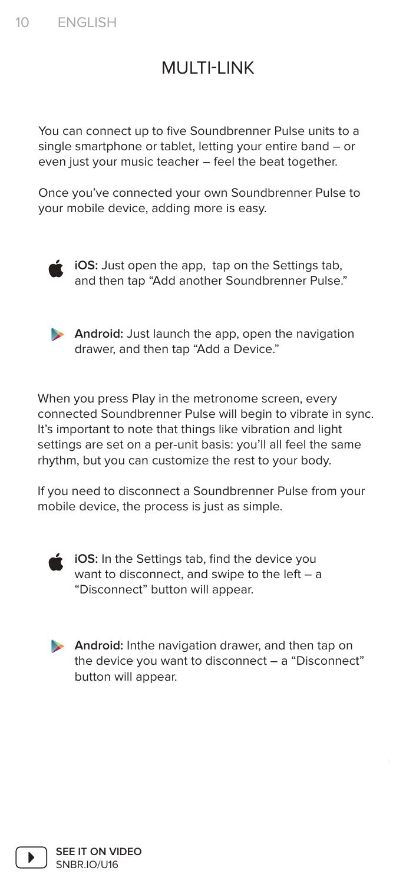# MULTI-LINK

You can connect up to five Soundbrenner Pulse units to a single smartphone or tablet, letting your entire band – or even just your music teacher – feel the beat together.

Once you've connected your own Soundbrenner Pulse to your mobile device, adding more is easy.

**iOS:** Just open the app, tap on the Settings tab, and then tap "Add another Soundbrenner Pulse."

**Android:** Just launch the app, open the navigation drawer, and then tap "Add a Device."

When you press Play in the metronome screen, every connected Soundbrenner Pulse will begin to vibrate in sync. It's important to note that things like vibration and light settings are set on a per-unit basis: you'll all feel the same rhythm, but you can customize the rest to your body.

If you need to disconnect a Soundbrenner Pulse from your mobile device, the process is just as simple.

**iOS:** In the Settings tab, find the device you want to disconnect, and swipe to the left – a "Disconnect" button will appear.

**Android:** Inthe navigation drawer, and then tap on the device you want to disconnect – a "Disconnect" button will appear.

**SEE IT ON VIDEO**
SNBR.IO/U16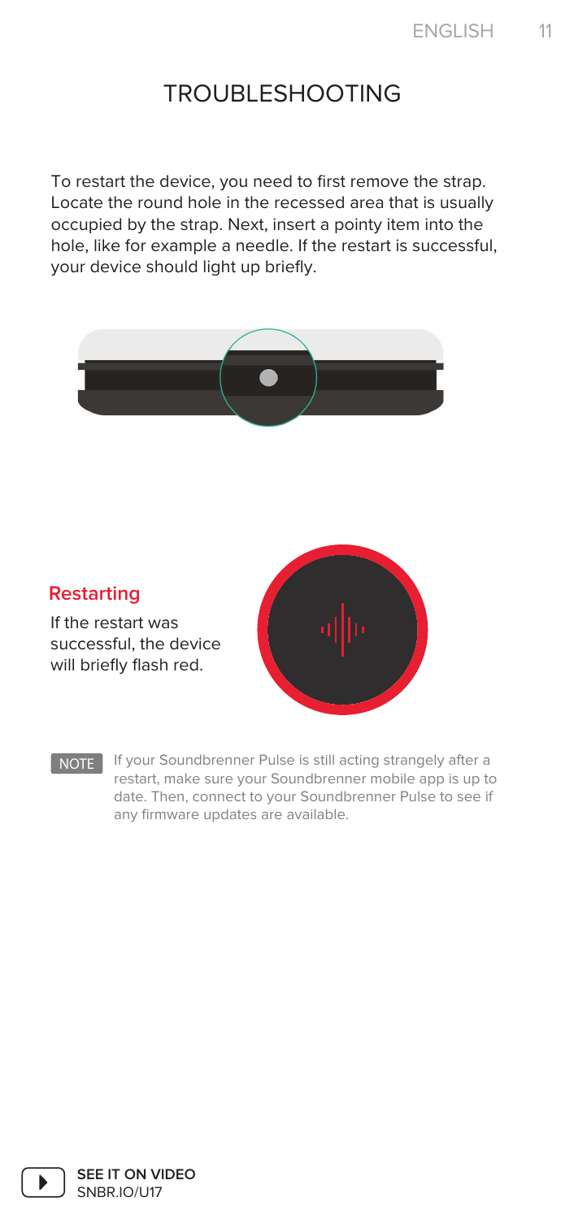# TROUBLESHOOTING

To restart the device, you need to first remove the strap. Locate the round hole in the recessed area that is usually occupied by the strap. Next, insert a pointy item into the hole, like for example a needle. If the restart is successful, your device should light up briefly.

## Restarting

If the restart was successful, the device will briefly flash red.

NOTE If your Soundbrenner Pulse is still acting strangely after a restart, make sure your Soundbrenner mobile app is up to date. Then, connect to your Soundbrenner Pulse to see if any firmware updates are available.

**SEE IT ON VIDEO**
SNBR.IO/U17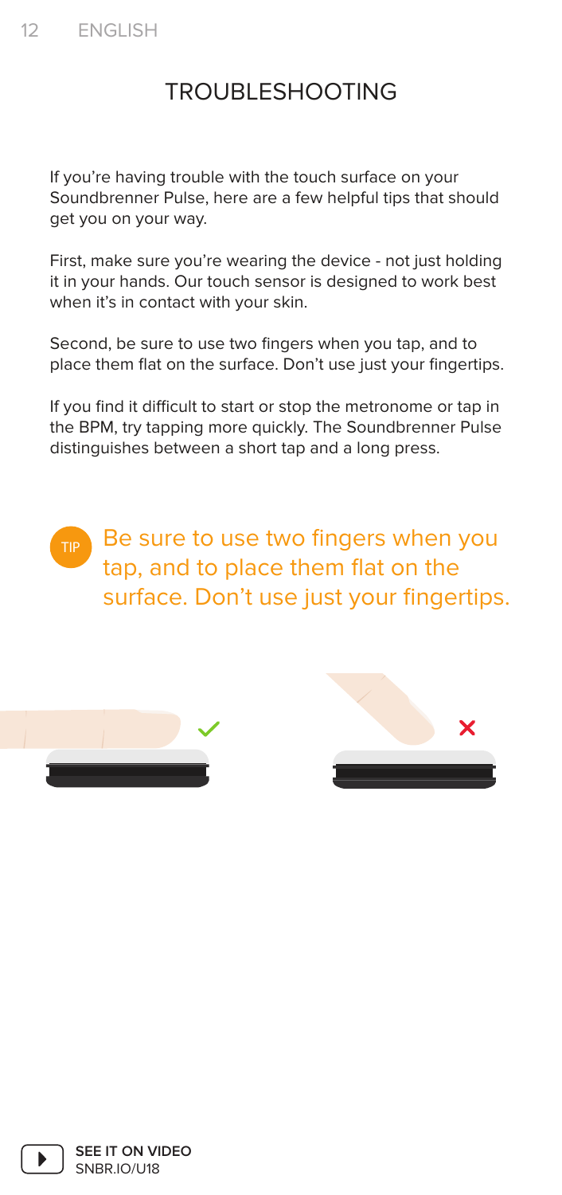# TROUBLESHOOTING

If you're having trouble with the touch surface on your Soundbrenner Pulse, here are a few helpful tips that should get you on your way.

First, make sure you're wearing the device - not just holding it in your hands. Our touch sensor is designed to work best when it's in contact with your skin.

Second, be sure to use two fingers when you tap, and to place them flat on the surface. Don't use just your fingertips.

If you find it difficult to start or stop the metronome or tap in the BPM, try tapping more quickly. The Soundbrenner Pulse distinguishes between a short tap and a long press.

TIP Be sure to use two fingers when you tap, and to place them flat on the surface. Don't use just your fingertips.

**SEE IT ON VIDEO**
SNBR.IO/U18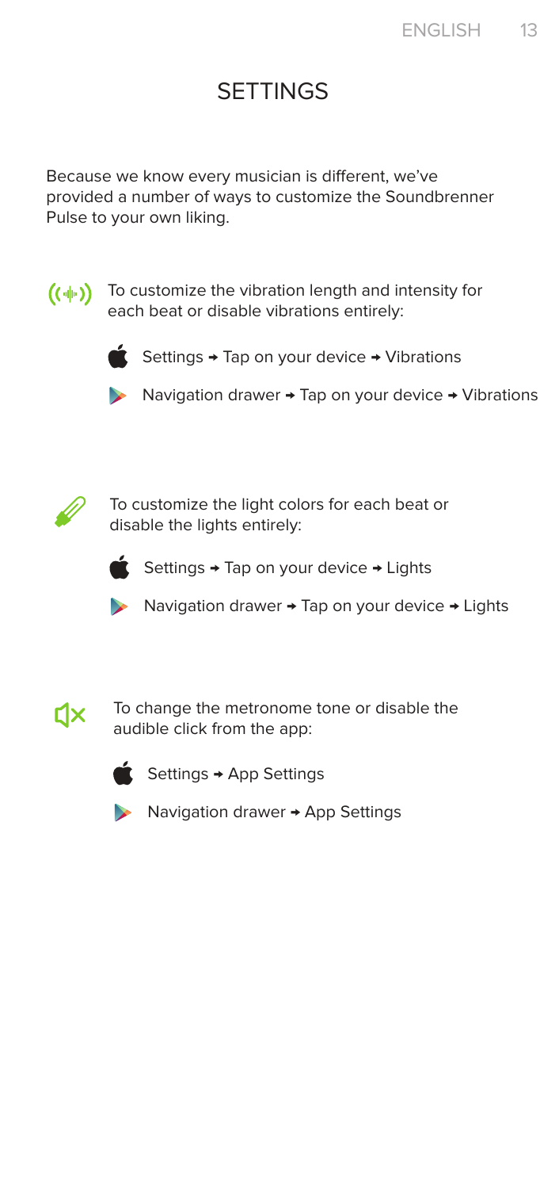# SETTINGS

Because we know every musician is different, we've provided a number of ways to customize the Soundbrenner Pulse to your own liking.

To customize the vibration length and intensity for each beat or disable vibrations entirely:

- Settings → Tap on your device → Vibrations
- Navigation drawer → Tap on your device → Vibrations

To customize the light colors for each beat or disable the lights entirely:

- Settings → Tap on your device → Lights
- Navigation drawer → Tap on your device → Lights

To change the metronome tone or disable the audible click from the app:

- Settings → App Settings
- Navigation drawer → App Settings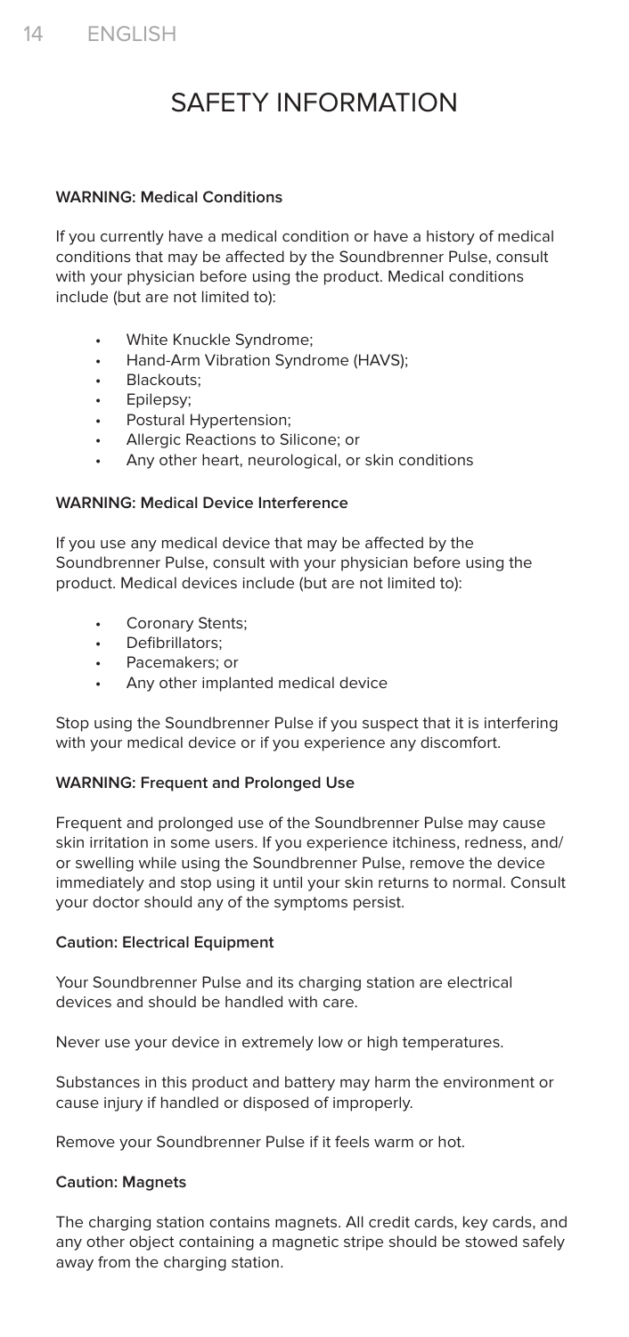# SAFETY INFORMATION

**WARNING: Medical Conditions**

If you currently have a medical condition or have a history of medical conditions that may be affected by the Soundbrenner Pulse, consult with your physician before using the product. Medical conditions include (but are not limited to):

- White Knuckle Syndrome;
- Hand-Arm Vibration Syndrome (HAVS);
- Blackouts;
- Epilepsy;
- Postural Hypertension;
- Allergic Reactions to Silicone; or
- Any other heart, neurological, or skin conditions

**WARNING: Medical Device Interference**

If you use any medical device that may be affected by the Soundbrenner Pulse, consult with your physician before using the product. Medical devices include (but are not limited to):

- Coronary Stents;
- Defibrillators;
- Pacemakers; or
- Any other implanted medical device

Stop using the Soundbrenner Pulse if you suspect that it is interfering with your medical device or if you experience any discomfort.

**WARNING: Frequent and Prolonged Use**

Frequent and prolonged use of the Soundbrenner Pulse may cause skin irritation in some users. If you experience itchiness, redness, and/or swelling while using the Soundbrenner Pulse, remove the device immediately and stop using it until your skin returns to normal. Consult your doctor should any of the symptoms persist.

**Caution: Electrical Equipment**

Your Soundbrenner Pulse and its charging station are electrical devices and should be handled with care.

Never use your device in extremely low or high temperatures.

Substances in this product and battery may harm the environment or cause injury if handled or disposed of improperly.

Remove your Soundbrenner Pulse if it feels warm or hot.

**Caution: Magnets**

The charging station contains magnets. All credit cards, key cards, and any other object containing a magnetic stripe should be stowed safely away from the charging station.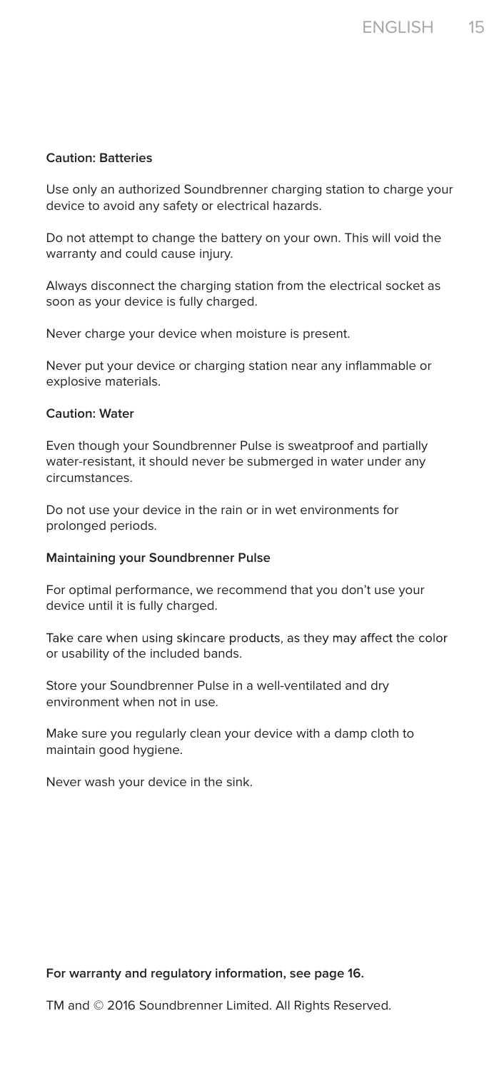### Caution: Batteries

Use only an authorized Soundbrenner charging station to charge your device to avoid any safety or electrical hazards.

Do not attempt to change the battery on your own. This will void the warranty and could cause injury.

Always disconnect the charging station from the electrical socket as soon as your device is fully charged.

Never charge your device when moisture is present.

Never put your device or charging station near any inflammable or explosive materials.

### Caution: Water

Even though your Soundbrenner Pulse is sweatproof and partially water-resistant, it should never be submerged in water under any circumstances.

Do not use your device in the rain or in wet environments for prolonged periods.

### Maintaining your Soundbrenner Pulse

For optimal performance, we recommend that you don't use your device until it is fully charged.

Take care when using skincare products, as they may affect the color or usability of the included bands.

Store your Soundbrenner Pulse in a well-ventilated and dry environment when not in use.

Make sure you regularly clean your device with a damp cloth to maintain good hygiene.

Never wash your device in the sink.

**For warranty and regulatory information, see page 16.**

TM and © 2016 Soundbrenner Limited. All Rights Reserved.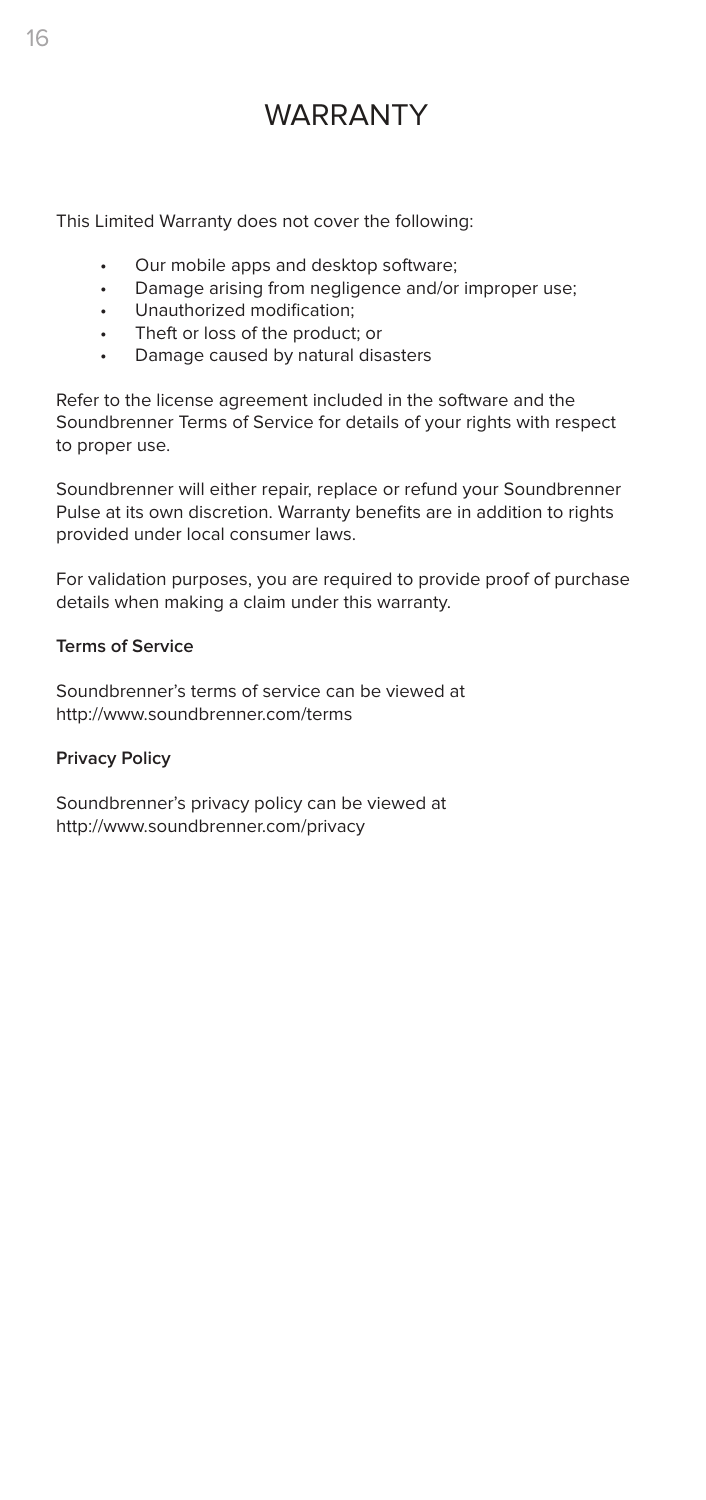# WARRANTY

This Limited Warranty does not cover the following:

- Our mobile apps and desktop software;
- Damage arising from negligence and/or improper use;
- Unauthorized modification;
- Theft or loss of the product; or
- Damage caused by natural disasters

Refer to the license agreement included in the software and the Soundbrenner Terms of Service for details of your rights with respect to proper use.

Soundbrenner will either repair, replace or refund your Soundbrenner Pulse at its own discretion. Warranty benefits are in addition to rights provided under local consumer laws.

For validation purposes, you are required to provide proof of purchase details when making a claim under this warranty.

**Terms of Service**

Soundbrenner's terms of service can be viewed at http://www.soundbrenner.com/terms

**Privacy Policy**

Soundbrenner's privacy policy can be viewed at http://www.soundbrenner.com/privacy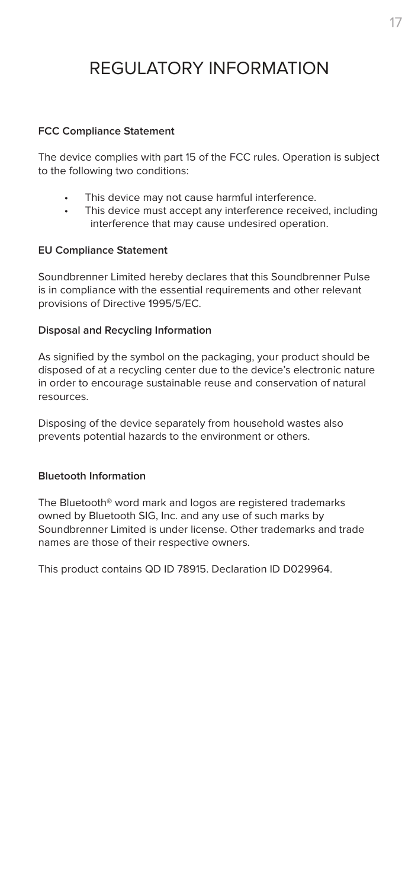# REGULATORY INFORMATION

**FCC Compliance Statement**

The device complies with part 15 of the FCC rules. Operation is subject to the following two conditions:

- This device may not cause harmful interference.
- This device must accept any interference received, including interference that may cause undesired operation.

**EU Compliance Statement**

Soundbrenner Limited hereby declares that this Soundbrenner Pulse is in compliance with the essential requirements and other relevant provisions of Directive 1995/5/EC.

**Disposal and Recycling Information**

As signified by the symbol on the packaging, your product should be disposed of at a recycling center due to the device's electronic nature in order to encourage sustainable reuse and conservation of natural resources.

Disposing of the device separately from household wastes also prevents potential hazards to the environment or others.

**Bluetooth Information**

The Bluetooth® word mark and logos are registered trademarks owned by Bluetooth SIG, Inc. and any use of such marks by Soundbrenner Limited is under license. Other trademarks and trade names are those of their respective owners.

This product contains QD ID 78915. Declaration ID D029964.